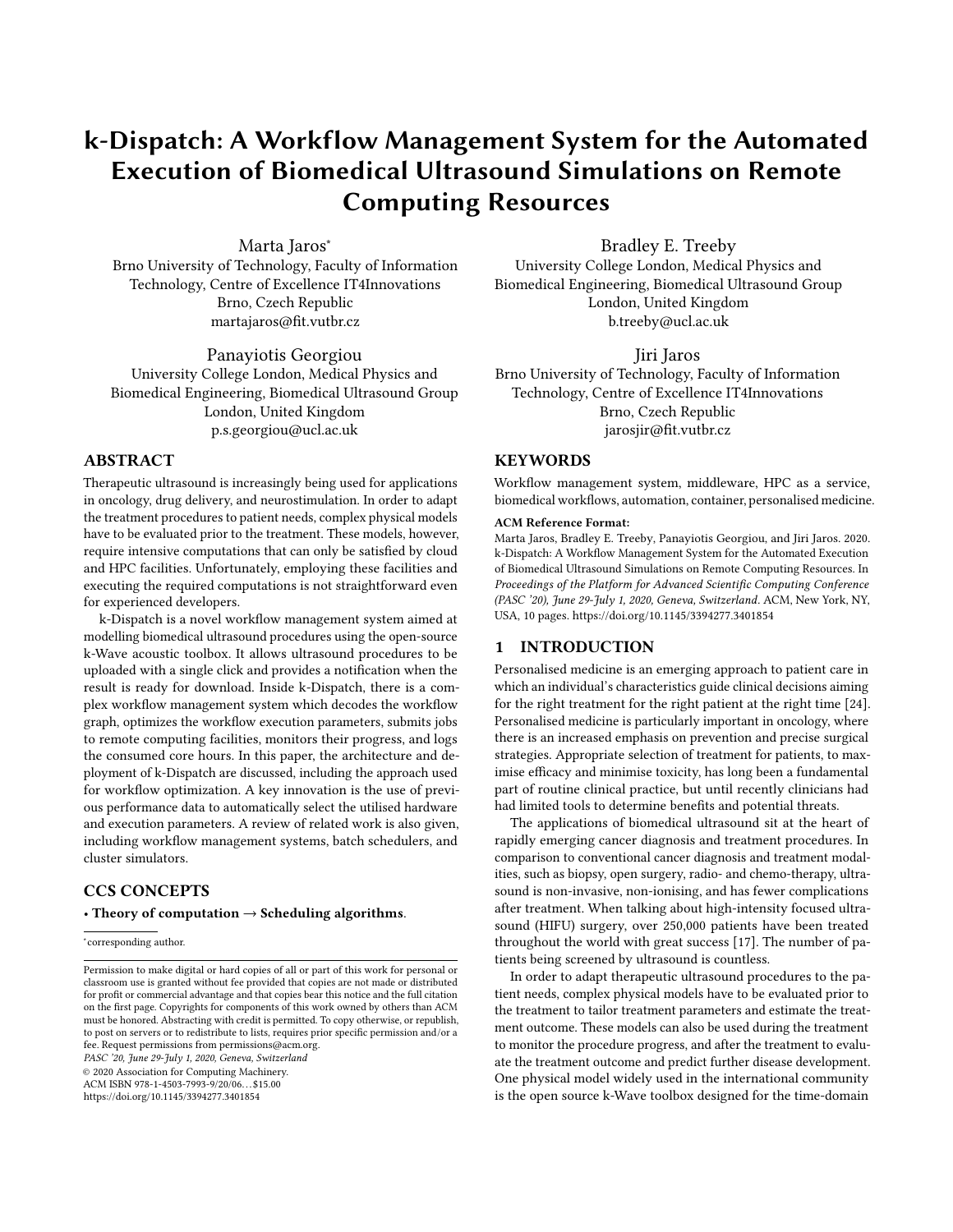# k-Dispatch: A Workflow Management System for the Automated Execution of Biomedical Ultrasound Simulations on Remote Computing Resources

Marta Jaros*
Brno University of Technology, Faculty of Information Technology, Centre of Excellence IT4Innovations
Brno, Czech Republic
martajaros@fit.vutbr.cz

Bradley E. Treeby
University College London, Medical Physics and Biomedical Engineering, Biomedical Ultrasound Group
London, United Kingdom
b.treeby@ucl.ac.uk

Panayiotis Georgiou
University College London, Medical Physics and Biomedical Engineering, Biomedical Ultrasound Group
London, United Kingdom
p.s.georgiou@ucl.ac.uk

Jiri Jaros
Brno University of Technology, Faculty of Information Technology, Centre of Excellence IT4Innovations
Brno, Czech Republic
jarosjir@fit.vutbr.cz

## ABSTRACT

Therapeutic ultrasound is increasingly being used for applications in oncology, drug delivery, and neurostimulation. In order to adapt the treatment procedures to patient needs, complex physical models have to be evaluated prior to the treatment. These models, however, require intensive computations that can only be satisfied by cloud and HPC facilities. Unfortunately, employing these facilities and executing the required computations is not straightforward even for experienced developers.

k-Dispatch is a novel workflow management system aimed at modelling biomedical ultrasound procedures using the open-source k-Wave acoustic toolbox. It allows ultrasound procedures to be uploaded with a single click and provides a notification when the result is ready for download. Inside k-Dispatch, there is a complex workflow management system which decodes the workflow graph, optimizes the workflow execution parameters, submits jobs to remote computing facilities, monitors their progress, and logs the consumed core hours. In this paper, the architecture and deployment of k-Dispatch are discussed, including the approach used for workflow optimization. A key innovation is the use of previous performance data to automatically select the utilised hardware and execution parameters. A review of related work is also given, including workflow management systems, batch schedulers, and cluster simulators.

## CCS CONCEPTS

• **Theory of computation → Scheduling algorithms**.

## KEYWORDS

Workflow management system, middleware, HPC as a service, biomedical workflows, automation, container, personalised medicine.

**ACM Reference Format:**
Marta Jaros, Bradley E. Treeby, Panayiotis Georgiou, and Jiri Jaros. 2020. k-Dispatch: A Workflow Management System for the Automated Execution of Biomedical Ultrasound Simulations on Remote Computing Resources. In *Proceedings of the Platform for Advanced Scientific Computing Conference (PASC '20), June 29-July 1, 2020, Geneva, Switzerland*. ACM, New York, NY, USA, 10 pages. https://doi.org/10.1145/3394277.3401854

## 1 INTRODUCTION

Personalised medicine is an emerging approach to patient care in which an individual's characteristics guide clinical decisions aiming for the right treatment for the right patient at the right time [24]. Personalised medicine is particularly important in oncology, where there is an increased emphasis on prevention and precise surgical strategies. Appropriate selection of treatment for patients, to maximise efficacy and minimise toxicity, has long been a fundamental part of routine clinical practice, but until recently clinicians had had limited tools to determine benefits and potential threats.

The applications of biomedical ultrasound sit at the heart of rapidly emerging cancer diagnosis and treatment procedures. In comparison to conventional cancer diagnosis and treatment modalities, such as biopsy, open surgery, radio- and chemo-therapy, ultrasound is non-invasive, non-ionising, and has fewer complications after treatment. When talking about high-intensity focused ultrasound (HIFU) surgery, over 250,000 patients have been treated throughout the world with great success [17]. The number of patients being screened by ultrasound is countless.

In order to adapt therapeutic ultrasound procedures to the patient needs, complex physical models have to be evaluated prior to the treatment to tailor treatment parameters and estimate the treatment outcome. These models can also be used during the treatment to monitor the procedure progress, and after the treatment to evaluate the treatment outcome and predict further disease development. One physical model widely used in the international community is the open source k-Wave toolbox designed for the time-domain

*corresponding author.

Permission to make digital or hard copies of all or part of this work for personal or classroom use is granted without fee provided that copies are not made or distributed for profit or commercial advantage and that copies bear this notice and the full citation on the first page. Copyrights for components of this work owned by others than ACM must be honored. Abstracting with credit is permitted. To copy otherwise, or republish, to post on servers or to redistribute to lists, requires prior specific permission and/or a fee. Request permissions from permissions@acm.org.
*PASC '20, June 29-July 1, 2020, Geneva, Switzerland*
© 2020 Association for Computing Machinery.
ACM ISBN 978-1-4503-7993-9/20/06…$15.00
https://doi.org/10.1145/3394277.3401854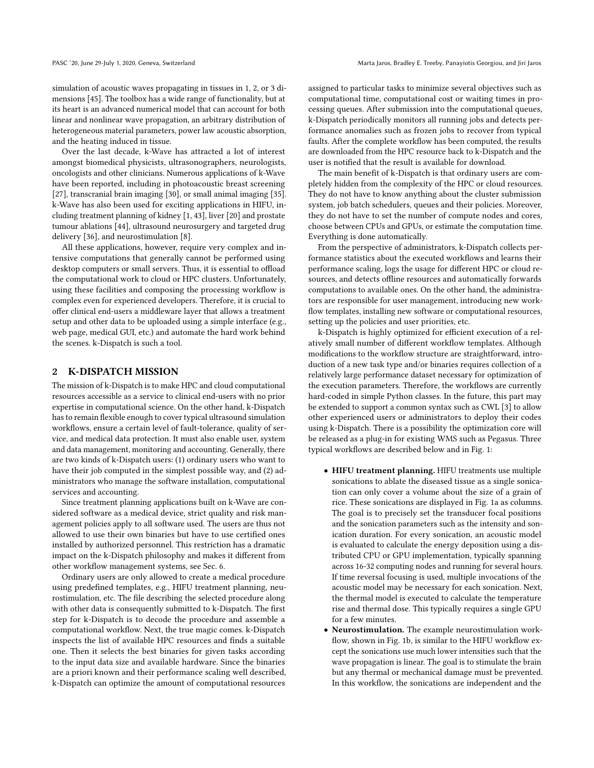simulation of acoustic waves propagating in tissues in 1, 2, or 3 dimensions [45]. The toolbox has a wide range of functionality, but at its heart is an advanced numerical model that can account for both linear and nonlinear wave propagation, an arbitrary distribution of heterogeneous material parameters, power law acoustic absorption, and the heating induced in tissue.

Over the last decade, k-Wave has attracted a lot of interest amongst biomedical physicists, ultrasonographers, neurologists, oncologists and other clinicians. Numerous applications of k-Wave have been reported, including in photoacoustic breast screening [27], transcranial brain imaging [30], or small animal imaging [35]. k-Wave has also been used for exciting applications in HIFU, including treatment planning of kidney [1, 43], liver [20] and prostate tumour ablations [44], ultrasound neurosurgery and targeted drug delivery [36], and neurostimulation [8].

All these applications, however, require very complex and intensive computations that generally cannot be performed using desktop computers or small servers. Thus, it is essential to offload the computational work to cloud or HPC clusters. Unfortunately, using these facilities and composing the processing workflow is complex even for experienced developers. Therefore, it is crucial to offer clinical end-users a middleware layer that allows a treatment setup and other data to be uploaded using a simple interface (e.g., web page, medical GUI, etc.) and automate the hard work behind the scenes. k-Dispatch is such a tool.

## 2 K-DISPATCH MISSION

The mission of k-Dispatch is to make HPC and cloud computational resources accessible as a service to clinical end-users with no prior expertise in computational science. On the other hand, k-Dispatch has to remain flexible enough to cover typical ultrasound simulation workflows, ensure a certain level of fault-tolerance, quality of service, and medical data protection. It must also enable user, system and data management, monitoring and accounting. Generally, there are two kinds of k-Dispatch users: (1) ordinary users who want to have their job computed in the simplest possible way, and (2) administrators who manage the software installation, computational services and accounting.

Since treatment planning applications built on k-Wave are considered software as a medical device, strict quality and risk management policies apply to all software used. The users are thus not allowed to use their own binaries but have to use certified ones installed by authorized personnel. This restriction has a dramatic impact on the k-Dispatch philosophy and makes it different from other workflow management systems, see Sec. 6.

Ordinary users are only allowed to create a medical procedure using predefined templates, e.g., HIFU treatment planning, neurostimulation, etc. The file describing the selected procedure along with other data is consequently submitted to k-Dispatch. The first step for k-Dispatch is to decode the procedure and assemble a computational workflow. Next, the true magic comes. k-Dispatch inspects the list of available HPC resources and finds a suitable one. Then it selects the best binaries for given tasks according to the input data size and available hardware. Since the binaries are a priori known and their performance scaling well described, k-Dispatch can optimize the amount of computational resources assigned to particular tasks to minimize several objectives such as computational time, computational cost or waiting times in processing queues. After submission into the computational queues, k-Dispatch periodically monitors all running jobs and detects performance anomalies such as frozen jobs to recover from typical faults. After the complete workflow has been computed, the results are downloaded from the HPC resource back to k-Dispatch and the user is notified that the result is available for download.

The main benefit of k-Dispatch is that ordinary users are completely hidden from the complexity of the HPC or cloud resources. They do not have to know anything about the cluster submission system, job batch schedulers, queues and their policies. Moreover, they do not have to set the number of compute nodes and cores, choose between CPUs and GPUs, or estimate the computation time. Everything is done automatically.

From the perspective of administrators, k-Dispatch collects performance statistics about the executed workflows and learns their performance scaling, logs the usage for different HPC or cloud resources, and detects offline resources and automatically forwards computations to available ones. On the other hand, the administrators are responsible for user management, introducing new workflow templates, installing new software or computational resources, setting up the policies and user priorities, etc.

k-Dispatch is highly optimized for efficient execution of a relatively small number of different workflow templates. Although modifications to the workflow structure are straightforward, introduction of a new task type and/or binaries requires collection of a relatively large performance dataset necessary for optimization of the execution parameters. Therefore, the workflows are currently hard-coded in simple Python classes. In the future, this part may be extended to support a common syntax such as CWL [3] to allow other experienced users or administrators to deploy their codes using k-Dispatch. There is a possibility the optimization core will be released as a plug-in for existing WMS such as Pegasus. Three typical workflows are described below and in Fig. 1:

- **HIFU treatment planning.** HIFU treatments use multiple sonications to ablate the diseased tissue as a single sonication can only cover a volume about the size of a grain of rice. These sonications are displayed in Fig. 1a as columns. The goal is to precisely set the transducer focal positions and the sonication parameters such as the intensity and sonication duration. For every sonication, an acoustic model is evaluated to calculate the energy deposition using a distributed CPU or GPU implementation, typically spanning across 16-32 computing nodes and running for several hours. If time reversal focusing is used, multiple invocations of the acoustic model may be necessary for each sonication. Next, the thermal model is executed to calculate the temperature rise and thermal dose. This typically requires a single GPU for a few minutes.
- **Neurostimulation.** The example neurostimulation workflow, shown in Fig. 1b, is similar to the HIFU workflow except the sonications use much lower intensities such that the wave propagation is linear. The goal is to stimulate the brain but any thermal or mechanical damage must be prevented. In this workflow, the sonications are independent and the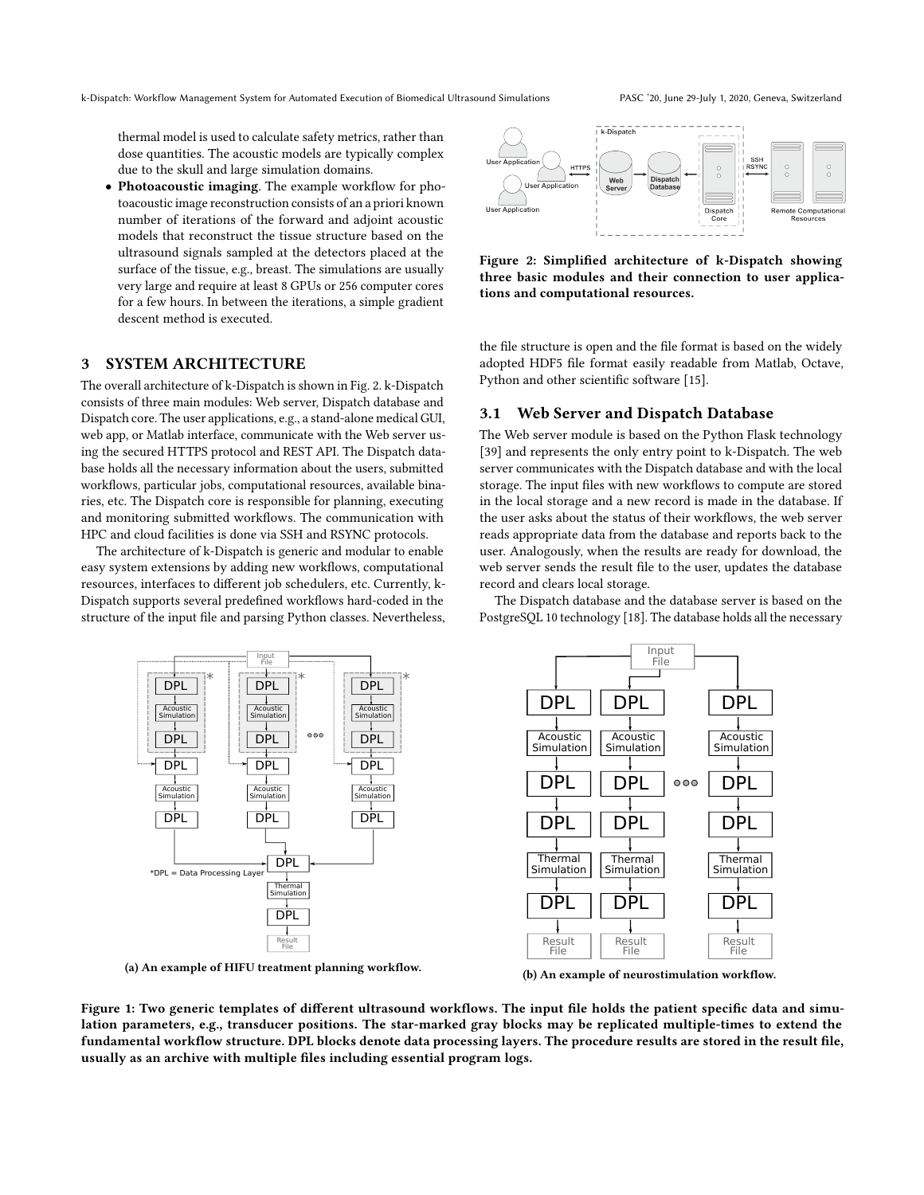thermal model is used to calculate safety metrics, rather than dose quantities. The acoustic models are typically complex due to the skull and large simulation domains.

- **Photoacoustic imaging**. The example workflow for photoacoustic image reconstruction consists of an a priori known number of iterations of the forward and adjoint acoustic models that reconstruct the tissue structure based on the ultrasound signals sampled at the detectors placed at the surface of the tissue, e.g., breast. The simulations are usually very large and require at least 8 GPUs or 256 computer cores for a few hours. In between the iterations, a simple gradient descent method is executed.

## 3 SYSTEM ARCHITECTURE

The overall architecture of k-Dispatch is shown in Fig. 2. k-Dispatch consists of three main modules: Web server, Dispatch database and Dispatch core. The user applications, e.g., a stand-alone medical GUI, web app, or Matlab interface, communicate with the Web server using the secured HTTPS protocol and REST API. The Dispatch database holds all the necessary information about the users, submitted workflows, particular jobs, computational resources, available binaries, etc. The Dispatch core is responsible for planning, executing and monitoring submitted workflows. The communication with HPC and cloud facilities is done via SSH and RSYNC protocols.

The architecture of k-Dispatch is generic and modular to enable easy system extensions by adding new workflows, computational resources, interfaces to different job schedulers, etc. Currently, k-Dispatch supports several predefined workflows hard-coded in the structure of the input file and parsing Python classes. Nevertheless, the file structure is open and the file format is based on the widely adopted HDF5 file format easily readable from Matlab, Octave, Python and other scientific software [15].

User Application
User Application
User Application
HTTPS
k-Dispatch
Web Server
Dispatch Database
Dispatch Core
SSH
RSYNC
Remote Computational Resources

**Figure 2: Simplified architecture of k-Dispatch showing three basic modules and their connection to user applications and computational resources.**

### 3.1 Web Server and Dispatch Database

The Web server module is based on the Python Flask technology [39] and represents the only entry point to k-Dispatch. The web server communicates with the Dispatch database and with the local storage. The input files with new workflows to compute are stored in the local storage and a new record is made in the database. If the user asks about the status of their workflows, the web server reads appropriate data from the database and reports back to the user. Analogously, when the results are ready for download, the web server sends the result file to the user, updates the database record and clears local storage.

The Dispatch database and the database server is based on the PostgreSQL 10 technology [18]. The database holds all the necessary

Input File
DPL
Acoustic Simulation
DPL
DPL
Acoustic Simulation
DPL
*
DPL
Thermal Simulation
DPL
Result File
*DPL = Data Processing Layer

**(a) An example of HIFU treatment planning workflow.**

Input File
DPL
Acoustic Simulation
DPL
DPL
Thermal Simulation
DPL
Result File

**(b) An example of neurostimulation workflow.**

**Figure 1: Two generic templates of different ultrasound workflows. The input file holds the patient specific data and simulation parameters, e.g., transducer positions. The star-marked gray blocks may be replicated multiple-times to extend the fundamental workflow structure. DPL blocks denote data processing layers. The procedure results are stored in the result file, usually as an archive with multiple files including essential program logs.**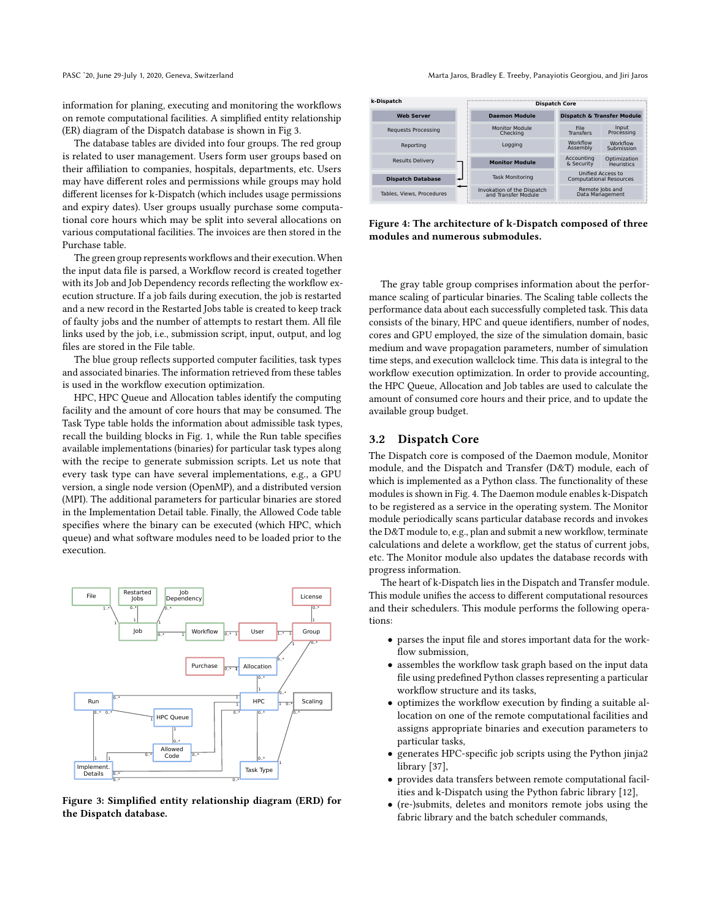information for planing, executing and monitoring the workflows on remote computational facilities. A simplified entity relationship (ER) diagram of the Dispatch database is shown in Fig 3.

The database tables are divided into four groups. The red group is related to user management. Users form user groups based on their affiliation to companies, hospitals, departments, etc. Users may have different roles and permissions while groups may hold different licenses for k-Dispatch (which includes usage permissions and expiry dates). User groups usually purchase some computational core hours which may be split into several allocations on various computational facilities. The invoices are then stored in the Purchase table.

The green group represents workflows and their execution. When the input data file is parsed, a Workflow record is created together with its Job and Job Dependency records reflecting the workflow execution structure. If a job fails during execution, the job is restarted and a new record in the Restarted Jobs table is created to keep track of faulty jobs and the number of attempts to restart them. All file links used by the job, i.e., submission script, input, output, and log files are stored in the File table.

The blue group reflects supported computer facilities, task types and associated binaries. The information retrieved from these tables is used in the workflow execution optimization.

HPC, HPC Queue and Allocation tables identify the computing facility and the amount of core hours that may be consumed. The Task Type table holds the information about admissible task types, recall the building blocks in Fig. 1, while the Run table specifies available implementations (binaries) for particular task types along with the recipe to generate submission scripts. Let us note that every task type can have several implementations, e.g., a GPU version, a single node version (OpenMP), and a distributed version (MPI). The additional parameters for particular binaries are stored in the Implementation Detail table. Finally, the Allowed Code table specifies where the binary can be executed (which HPC, which queue) and what software modules need to be loaded prior to the execution.

File
Restarted Jobs
Job Dependency
License
Job
Workflow
User
Group
Purchase
Allocation
Run
HPC
Scaling
HPC Queue
Allowed Code
Implement. Details
Task Type

**Figure 3: Simplified entity relationship diagram (ERD) for the Dispatch database.**

k-Dispatch
Web Server
Requests Processing
Reporting
Results Delivery
Dispatch Database
Tables, Views, Procedures
Dispatch Core
Daemon Module
Monitor Module Checking
Logging
Monitor Module
Task Monitoring
Invokation of the Dispatch and Transfer Module
Dispatch & Transfer Module
File Transfers
Input Processing
Workflow Assembly
Workflow Submission
Accounting & Security
Optimization Heuristics
Unified Access to Computational Resources
Remote Jobs and Data Management

**Figure 4: The architecture of k-Dispatch composed of three modules and numerous submodules.**

The gray table group comprises information about the performance scaling of particular binaries. The Scaling table collects the performance data about each successfully completed task. This data consists of the binary, HPC and queue identifiers, number of nodes, cores and GPU employed, the size of the simulation domain, basic medium and wave propagation parameters, number of simulation time steps, and execution wallclock time. This data is integral to the workflow execution optimization. In order to provide accounting, the HPC Queue, Allocation and Job tables are used to calculate the amount of consumed core hours and their price, and to update the available group budget.

## 3.2 Dispatch Core

The Dispatch core is composed of the Daemon module, Monitor module, and the Dispatch and Transfer (D&T) module, each of which is implemented as a Python class. The functionality of these modules is shown in Fig. 4. The Daemon module enables k-Dispatch to be registered as a service in the operating system. The Monitor module periodically scans particular database records and invokes the D&T module to, e.g., plan and submit a new workflow, terminate calculations and delete a workflow, get the status of current jobs, etc. The Monitor module also updates the database records with progress information.

The heart of k-Dispatch lies in the Dispatch and Transfer module. This module unifies the access to different computational resources and their schedulers. This module performs the following operations:

- parses the input file and stores important data for the workflow submission,
- assembles the workflow task graph based on the input data file using predefined Python classes representing a particular workflow structure and its tasks,
- optimizes the workflow execution by finding a suitable allocation on one of the remote computational facilities and assigns appropriate binaries and execution parameters to particular tasks,
- generates HPC-specific job scripts using the Python jinja2 library [37],
- provides data transfers between remote computational facilities and k-Dispatch using the Python fabric library [12],
- (re-)submits, deletes and monitors remote jobs using the fabric library and the batch scheduler commands,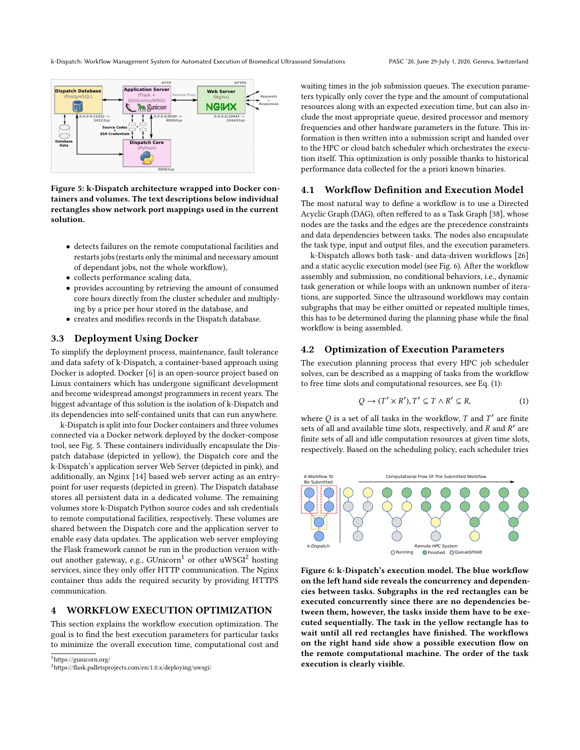Dispatch Database
(PostgreSQL)

Application Server
(Flask + GUnicorn/uWSGI)

Web Server
(Nginx)

HTTP

HTTPS

Reverse Proxy

Requests + Responses

0.0.0.0:15432 -> 5432/tcp

0.0.0.0:8000 -> 8000/tcp

0.0.0.0:10443 -> 10443/tcp

Source Codes + SSH Credentials

Database Data

Dispatch Core
(Python)

9000/tcp

**Figure 5: k-Dispatch architecture wrapped into Docker containers and volumes. The text descriptions below individual rectangles show network port mappings used in the current solution.**

- detects failures on the remote computational facilities and restarts jobs (restarts only the minimal and necessary amount of dependant jobs, not the whole workflow),
- collects performance scaling data,
- provides accounting by retrieving the amount of consumed core hours directly from the cluster scheduler and multiplying by a price per hour stored in the database, and
- creates and modifies records in the Dispatch database.

## 3.3 Deployment Using Docker

To simplify the deployment process, maintenance, fault tolerance and data safety of k-Dispatch, a container-based approach using Docker is adopted. Docker [6] is an open-source project based on Linux containers which has undergone significant development and become widespread amongst programmers in recent years. The biggest advantage of this solution is the isolation of k-Dispatch and its dependencies into self-contained units that can run anywhere.

k-Dispatch is split into four Docker containers and three volumes connected via a Docker network deployed by the docker-compose tool, see Fig. 5. These containers individually encapsulate the Dispatch database (depicted in yellow), the Dispatch core and the k-Dispatch's application server Web Server (depicted in pink), and additionally, an Nginx [14] based web server acting as an entry-point for user requests (depicted in green). The Dispatch database stores all persistent data in a dedicated volume. The remaining volumes store k-Dispatch Python source codes and ssh credentials to remote computational facilities, respectively. These volumes are shared between the Dispatch core and the application server to enable easy data updates. The application web server employing the Flask framework cannot be run in the production version without another gateway, e.g., GUnicorn[1] or other uWSGI[2] hosting services, since they only offer HTTP communication. The Nginx container thus adds the required security by providing HTTPS communication.

# 4 WORKFLOW EXECUTION OPTIMIZATION

This section explains the workflow execution optimization. The goal is to find the best execution parameters for particular tasks to minimize the overall execution time, computational cost and waiting times in the job submission queues. The execution parameters typically only cover the type and the amount of computational resources along with an expected execution time, but can also include the most appropriate queue, desired processor and memory frequencies and other hardware parameters in the future. This information is then written into a submission script and handed over to the HPC or cloud batch scheduler which orchestrates the execution itself. This optimization is only possible thanks to historical performance data collected for the a priori known binaries.

## 4.1 Workflow Definition and Execution Model

The most natural way to define a workflow is to use a Directed Acyclic Graph (DAG), often reffered to as a Task Graph [38], whose nodes are the tasks and the edges are the precedence constraints and data dependencies between tasks. The nodes also encapsulate the task type, input and output files, and the execution parameters.

k-Dispatch allows both task- and data-driven workflows [26] and a static acyclic execution model (see Fig. 6). After the workflow assembly and submission, no conditional behaviors, i.e., dynamic task generation or while loops with an unknown number of iterations, are supported. Since the ultrasound workflows may contain subgraphs that may be either omitted or repeated multiple times, this has to be determined during the planning phase while the final workflow is being assembled.

## 4.2 Optimization of Execution Parameters

The execution planning process that every HPC job scheduler solves, can be described as a mapping of tasks from the workflow to free time slots and computational resources, see Eq. (1):

$$Q \rightarrow (T' \times R'), T' \subseteq T \wedge R' \subseteq R, \tag{1}$$

where $Q$ is a set of all tasks in the workflow, $T$ and $T'$ are finite sets of all and available time slots, respectively, and $R$ and $R'$ are finite sets of all and idle computation resources at given time slots, respectively. Based on the scheduling policy, each scheduler tries

A Workflow To Be Submitted

Computational Flow Of The Submitted Workflow

k-Dispatch

Remote HPC System

Running Finished Queued/Hold

**Figure 6: k-Dispatch's execution model. The blue workflow on the left hand side reveals the concurrency and dependencies between tasks. Subgraphs in the red rectangles can be executed concurrently since there are no dependencies between them, however, the tasks inside them have to be executed sequentially. The task in the yellow rectangle has to wait until all red rectangles have finished. The workflows on the right hand side show a possible execution flow on the remote computational machine. The order of the task execution is clearly visible.**

[1] https://gunicorn.org/

[2] https://flask.palletsprojects.com/en/1.0.x/deploying/uwsgi/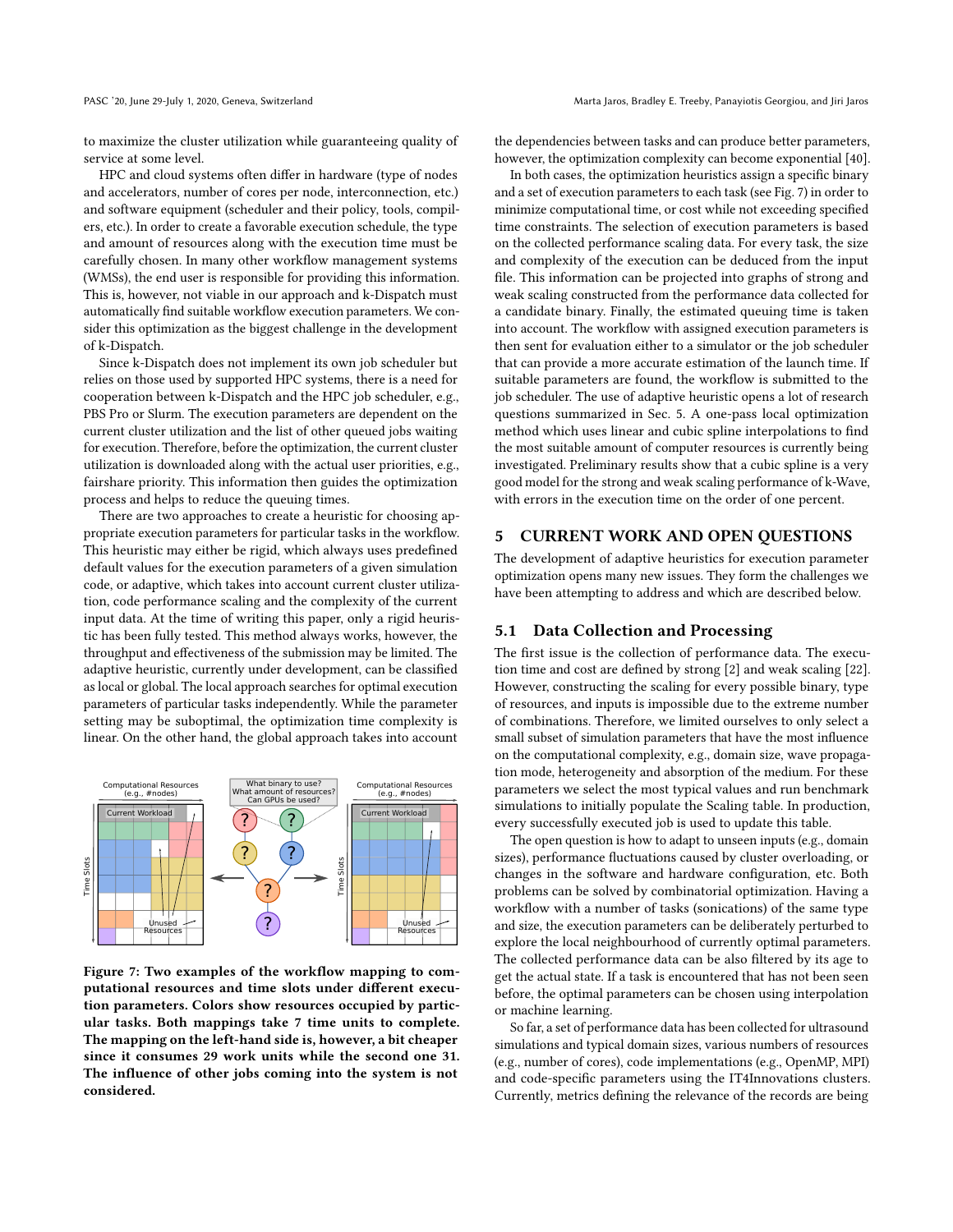to maximize the cluster utilization while guaranteeing quality of service at some level.

HPC and cloud systems often differ in hardware (type of nodes and accelerators, number of cores per node, interconnection, etc.) and software equipment (scheduler and their policy, tools, compilers, etc.). In order to create a favorable execution schedule, the type and amount of resources along with the execution time must be carefully chosen. In many other workflow management systems (WMSs), the end user is responsible for providing this information. This is, however, not viable in our approach and k-Dispatch must automatically find suitable workflow execution parameters. We consider this optimization as the biggest challenge in the development of k-Dispatch.

Since k-Dispatch does not implement its own job scheduler but relies on those used by supported HPC systems, there is a need for cooperation between k-Dispatch and the HPC job scheduler, e.g., PBS Pro or Slurm. The execution parameters are dependent on the current cluster utilization and the list of other queued jobs waiting for execution. Therefore, before the optimization, the current cluster utilization is downloaded along with the actual user priorities, e.g., fairshare priority. This information then guides the optimization process and helps to reduce the queuing times.

There are two approaches to create a heuristic for choosing appropriate execution parameters for particular tasks in the workflow. This heuristic may either be rigid, which always uses predefined default values for the execution parameters of a given simulation code, or adaptive, which takes into account current cluster utilization, code performance scaling and the complexity of the current input data. At the time of writing this paper, only a rigid heuristic has been fully tested. This method always works, however, the throughput and effectiveness of the submission may be limited. The adaptive heuristic, currently under development, can be classified as local or global. The local approach searches for optimal execution parameters of particular tasks independently. While the parameter setting may be suboptimal, the optimization time complexity is linear. On the other hand, the global approach takes into account

Computational Resources (e.g., #nodes)
What binary to use?
What amount of resources?
Can GPUs be used?
Computational Resources (e.g., #nodes)
Current Workload
Current Workload
Time Slots
Time Slots
Unused Resources
Unused Resources

**Figure 7: Two examples of the workflow mapping to computational resources and time slots under different execution parameters. Colors show resources occupied by particular tasks. Both mappings take 7 time units to complete. The mapping on the left-hand side is, however, a bit cheaper since it consumes 29 work units while the second one 31. The influence of other jobs coming into the system is not considered.**

the dependencies between tasks and can produce better parameters, however, the optimization complexity can become exponential [40].

In both cases, the optimization heuristics assign a specific binary and a set of execution parameters to each task (see Fig. 7) in order to minimize computational time, or cost while not exceeding specified time constraints. The selection of execution parameters is based on the collected performance scaling data. For every task, the size and complexity of the execution can be deduced from the input file. This information can be projected into graphs of strong and weak scaling constructed from the performance data collected for a candidate binary. Finally, the estimated queuing time is taken into account. The workflow with assigned execution parameters is then sent for evaluation either to a simulator or the job scheduler that can provide a more accurate estimation of the launch time. If suitable parameters are found, the workflow is submitted to the job scheduler. The use of adaptive heuristic opens a lot of research questions summarized in Sec. 5. A one-pass local optimization method which uses linear and cubic spline interpolations to find the most suitable amount of computer resources is currently being investigated. Preliminary results show that a cubic spline is a very good model for the strong and weak scaling performance of k-Wave, with errors in the execution time on the order of one percent.

# 5 CURRENT WORK AND OPEN QUESTIONS

The development of adaptive heuristics for execution parameter optimization opens many new issues. They form the challenges we have been attempting to address and which are described below.

## 5.1 Data Collection and Processing

The first issue is the collection of performance data. The execution time and cost are defined by strong [2] and weak scaling [22]. However, constructing the scaling for every possible binary, type of resources, and inputs is impossible due to the extreme number of combinations. Therefore, we limited ourselves to only select a small subset of simulation parameters that have the most influence on the computational complexity, e.g., domain size, wave propagation mode, heterogeneity and absorption of the medium. For these parameters we select the most typical values and run benchmark simulations to initially populate the Scaling table. In production, every successfully executed job is used to update this table.

The open question is how to adapt to unseen inputs (e.g., domain sizes), performance fluctuations caused by cluster overloading, or changes in the software and hardware configuration, etc. Both problems can be solved by combinatorial optimization. Having a workflow with a number of tasks (sonications) of the same type and size, the execution parameters can be deliberately perturbed to explore the local neighbourhood of currently optimal parameters. The collected performance data can be also filtered by its age to get the actual state. If a task is encountered that has not been seen before, the optimal parameters can be chosen using interpolation or machine learning.

So far, a set of performance data has been collected for ultrasound simulations and typical domain sizes, various numbers of resources (e.g., number of cores), code implementations (e.g., OpenMP, MPI) and code-specific parameters using the IT4Innovations clusters. Currently, metrics defining the relevance of the records are being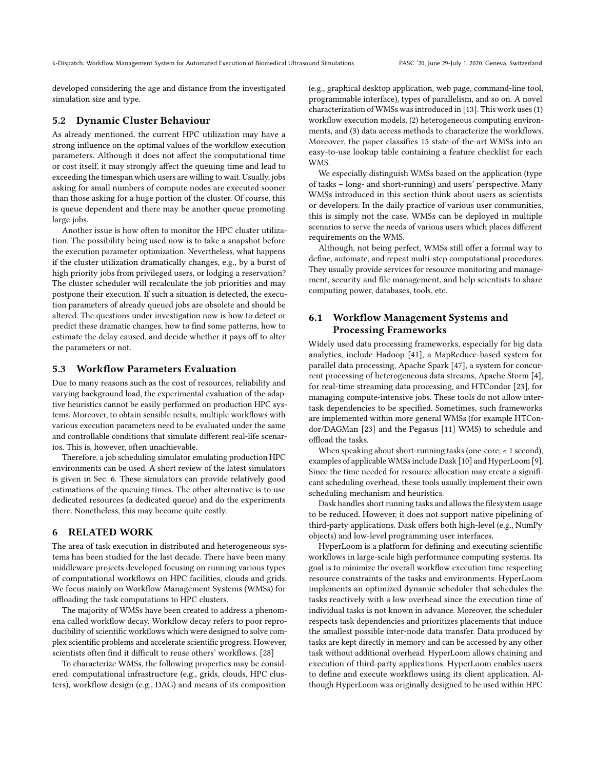developed considering the age and distance from the investigated simulation size and type.

### 5.2 Dynamic Cluster Behaviour

As already mentioned, the current HPC utilization may have a strong influence on the optimal values of the workflow execution parameters. Although it does not affect the computational time or cost itself, it may strongly affect the queuing time and lead to exceeding the timespan which users are willing to wait. Usually, jobs asking for small numbers of compute nodes are executed sooner than those asking for a huge portion of the cluster. Of course, this is queue dependent and there may be another queue promoting large jobs.

Another issue is how often to monitor the HPC cluster utilization. The possibility being used now is to take a snapshot before the execution parameter optimization. Nevertheless, what happens if the cluster utilization dramatically changes, e.g., by a burst of high priority jobs from privileged users, or lodging a reservation? The cluster scheduler will recalculate the job priorities and may postpone their execution. If such a situation is detected, the execution parameters of already queued jobs are obsolete and should be altered. The questions under investigation now is how to detect or predict these dramatic changes, how to find some patterns, how to estimate the delay caused, and decide whether it pays off to alter the parameters or not.

### 5.3 Workflow Parameters Evaluation

Due to many reasons such as the cost of resources, reliability and varying background load, the experimental evaluation of the adaptive heuristics cannot be easily performed on production HPC systems. Moreover, to obtain sensible results, multiple workflows with various execution parameters need to be evaluated under the same and controllable conditions that simulate different real-life scenarios. This is, however, often unachievable.

Therefore, a job scheduling simulator emulating production HPC environments can be used. A short review of the latest simulators is given in Sec. 6. These simulators can provide relatively good estimations of the queuing times. The other alternative is to use dedicated resources (a dedicated queue) and do the experiments there. Nonetheless, this may become quite costly.

## 6 RELATED WORK

The area of task execution in distributed and heterogeneous systems has been studied for the last decade. There have been many middleware projects developed focusing on running various types of computational workflows on HPC facilities, clouds and grids. We focus mainly on Workflow Management Systems (WMSs) for offloading the task computations to HPC clusters.

The majority of WMSs have been created to address a phenomena called workflow decay. Workflow decay refers to poor reproducibility of scientific workflows which were designed to solve complex scientific problems and accelerate scientific progress. However, scientists often find it difficult to reuse others' workflows. [28]

To characterize WMSs, the following properties may be considered: computational infrastructure (e.g., grids, clouds, HPC clusters), workflow design (e.g., DAG) and means of its composition (e.g., graphical desktop application, web page, command-line tool, programmable interface), types of parallelism, and so on. A novel characterization of WMSs was introduced in [13]. This work uses (1) workflow execution models, (2) heterogeneous computing environments, and (3) data access methods to characterize the workflows. Moreover, the paper classifies 15 state-of-the-art WMSs into an easy-to-use lookup table containing a feature checklist for each WMS.

We especially distinguish WMSs based on the application (type of tasks – long- and short-running) and users' perspective. Many WMSs introduced in this section think about users as scientists or developers. In the daily practice of various user communities, this is simply not the case. WMSs can be deployed in multiple scenarios to serve the needs of various users which places different requirements on the WMS.

Although, not being perfect, WMSs still offer a formal way to define, automate, and repeat multi-step computational procedures. They usually provide services for resource monitoring and management, security and file management, and help scientists to share computing power, databases, tools, etc.

### 6.1 Workflow Management Systems and Processing Frameworks

Widely used data processing frameworks, especially for big data analytics, include Hadoop [41], a MapReduce-based system for parallel data processing, Apache Spark [47], a system for concurrent processing of heterogeneous data streams, Apache Storm [4], for real-time streaming data processing, and HTCondor [23], for managing compute-intensive jobs. These tools do not allow intertask dependencies to be specified. Sometimes, such frameworks are implemented within more general WMSs (for example HTCondor/DAGMan [23] and the Pegasus [11] WMS) to schedule and offload the tasks.

When speaking about short-running tasks (one-core, < 1 second), examples of applicable WMSs include Dask [10] and HyperLoom [9]. Since the time needed for resource allocation may create a significant scheduling overhead, these tools usually implement their own scheduling mechanism and heuristics.

Dask handles short running tasks and allows the filesystem usage to be reduced. However, it does not support native pipelining of third-party applications. Dask offers both high-level (e.g., NumPy objects) and low-level programming user interfaces.

HyperLoom is a platform for defining and executing scientific workflows in large-scale high performance computing systems. Its goal is to minimize the overall workflow execution time respecting resource constraints of the tasks and environments. HyperLoom implements an optimized dynamic scheduler that schedules the tasks reactively with a low overhead since the execution time of individual tasks is not known in advance. Moreover, the scheduler respects task dependencies and prioritizes placements that induce the smallest possible inter-node data transfer. Data produced by tasks are kept directly in memory and can be accessed by any other task without additional overhead. HyperLoom allows chaining and execution of third-party applications. HyperLoom enables users to define and execute workflows using its client application. Although HyperLoom was originally designed to be used within HPC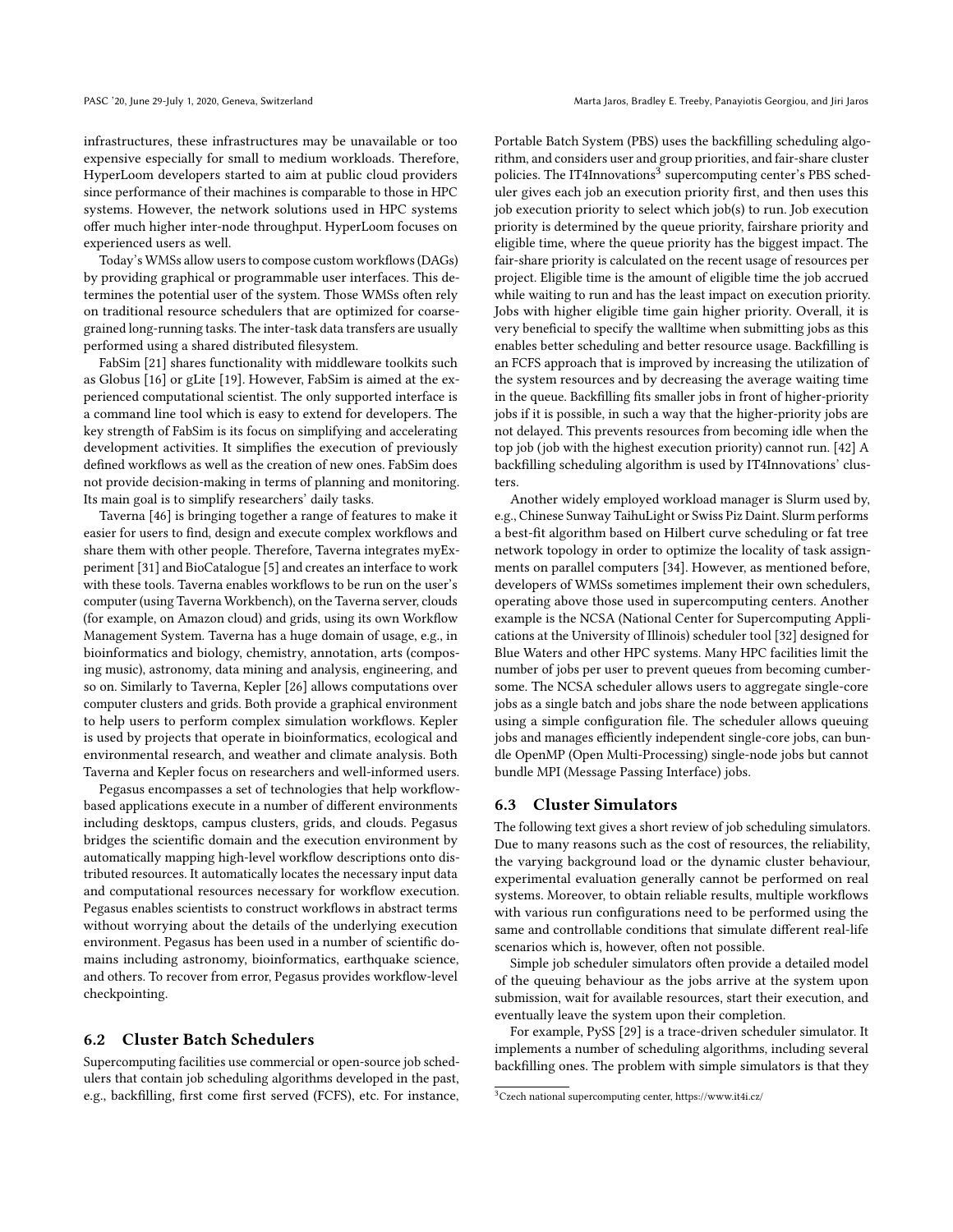infrastructures, these infrastructures may be unavailable or too expensive especially for small to medium workloads. Therefore, HyperLoom developers started to aim at public cloud providers since performance of their machines is comparable to those in HPC systems. However, the network solutions used in HPC systems offer much higher inter-node throughput. HyperLoom focuses on experienced users as well.

Today's WMSs allow users to compose custom workflows (DAGs) by providing graphical or programmable user interfaces. This determines the potential user of the system. Those WMSs often rely on traditional resource schedulers that are optimized for coarse-grained long-running tasks. The inter-task data transfers are usually performed using a shared distributed filesystem.

FabSim [21] shares functionality with middleware toolkits such as Globus [16] or gLite [19]. However, FabSim is aimed at the experienced computational scientist. The only supported interface is a command line tool which is easy to extend for developers. The key strength of FabSim is its focus on simplifying and accelerating development activities. It simplifies the execution of previously defined workflows as well as the creation of new ones. FabSim does not provide decision-making in terms of planning and monitoring. Its main goal is to simplify researchers' daily tasks.

Taverna [46] is bringing together a range of features to make it easier for users to find, design and execute complex workflows and share them with other people. Therefore, Taverna integrates myExperiment [31] and BioCatalogue [5] and creates an interface to work with these tools. Taverna enables workflows to be run on the user's computer (using Taverna Workbench), on the Taverna server, clouds (for example, on Amazon cloud) and grids, using its own Workflow Management System. Taverna has a huge domain of usage, e.g., in bioinformatics and biology, chemistry, annotation, arts (composing music), astronomy, data mining and analysis, engineering, and so on. Similarly to Taverna, Kepler [26] allows computations over computer clusters and grids. Both provide a graphical environment to help users to perform complex simulation workflows. Kepler is used by projects that operate in bioinformatics, ecological and environmental research, and weather and climate analysis. Both Taverna and Kepler focus on researchers and well-informed users.

Pegasus encompasses a set of technologies that help workflow-based applications execute in a number of different environments including desktops, campus clusters, grids, and clouds. Pegasus bridges the scientific domain and the execution environment by automatically mapping high-level workflow descriptions onto distributed resources. It automatically locates the necessary input data and computational resources necessary for workflow execution. Pegasus enables scientists to construct workflows in abstract terms without worrying about the details of the underlying execution environment. Pegasus has been used in a number of scientific domains including astronomy, bioinformatics, earthquake science, and others. To recover from error, Pegasus provides workflow-level checkpointing.

## 6.2 Cluster Batch Schedulers

Supercomputing facilities use commercial or open-source job schedulers that contain job scheduling algorithms developed in the past, e.g., backfilling, first come first served (FCFS), etc. For instance, Portable Batch System (PBS) uses the backfilling scheduling algorithm, and considers user and group priorities, and fair-share cluster policies. The IT4Innovations[3] supercomputing center's PBS scheduler gives each job an execution priority first, and then uses this job execution priority to select which job(s) to run. Job execution priority is determined by the queue priority, fairshare priority and eligible time, where the queue priority has the biggest impact. The fair-share priority is calculated on the recent usage of resources per project. Eligible time is the amount of eligible time the job accrued while waiting to run and has the least impact on execution priority. Jobs with higher eligible time gain higher priority. Overall, it is very beneficial to specify the walltime when submitting jobs as this enables better scheduling and better resource usage. Backfilling is an FCFS approach that is improved by increasing the utilization of the system resources and by decreasing the average waiting time in the queue. Backfilling fits smaller jobs in front of higher-priority jobs if it is possible, in such a way that the higher-priority jobs are not delayed. This prevents resources from becoming idle when the top job (job with the highest execution priority) cannot run. [42] A backfilling scheduling algorithm is used by IT4Innovations' clusters.

Another widely employed workload manager is Slurm used by, e.g., Chinese Sunway TaihuLight or Swiss Piz Daint. Slurm performs a best-fit algorithm based on Hilbert curve scheduling or fat tree network topology in order to optimize the locality of task assignments on parallel computers [34]. However, as mentioned before, developers of WMSs sometimes implement their own schedulers, operating above those used in supercomputing centers. Another example is the NCSA (National Center for Supercomputing Applications at the University of Illinois) scheduler tool [32] designed for Blue Waters and other HPC systems. Many HPC facilities limit the number of jobs per user to prevent queues from becoming cumbersome. The NCSA scheduler allows users to aggregate single-core jobs as a single batch and jobs share the node between applications using a simple configuration file. The scheduler allows queuing jobs and manages efficiently independent single-core jobs, can bundle OpenMP (Open Multi-Processing) single-node jobs but cannot bundle MPI (Message Passing Interface) jobs.

## 6.3 Cluster Simulators

The following text gives a short review of job scheduling simulators. Due to many reasons such as the cost of resources, the reliability, the varying background load or the dynamic cluster behaviour, experimental evaluation generally cannot be performed on real systems. Moreover, to obtain reliable results, multiple workflows with various run configurations need to be performed using the same and controllable conditions that simulate different real-life scenarios which is, however, often not possible.

Simple job scheduler simulators often provide a detailed model of the queuing behaviour as the jobs arrive at the system upon submission, wait for available resources, start their execution, and eventually leave the system upon their completion.

For example, PySS [29] is a trace-driven scheduler simulator. It implements a number of scheduling algorithms, including several backfilling ones. The problem with simple simulators is that they

[3] Czech national supercomputing center, https://www.it4i.cz/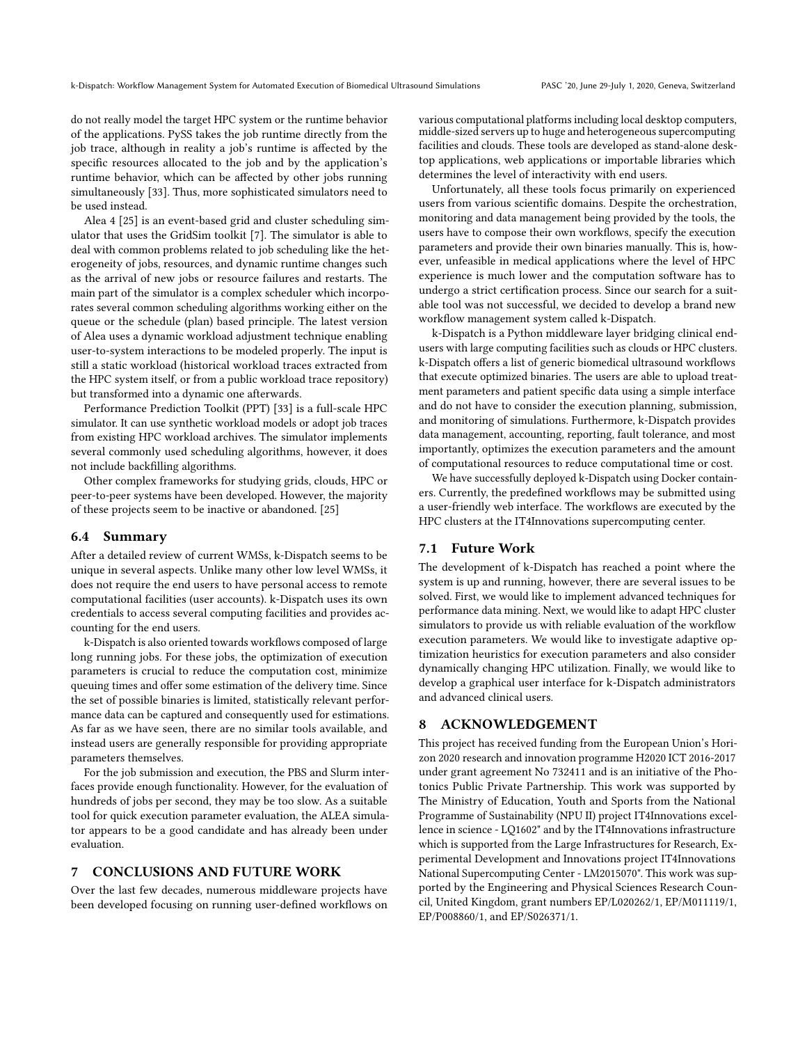do not really model the target HPC system or the runtime behavior of the applications. PySS takes the job runtime directly from the job trace, although in reality a job's runtime is affected by the specific resources allocated to the job and by the application's runtime behavior, which can be affected by other jobs running simultaneously [33]. Thus, more sophisticated simulators need to be used instead.

Alea 4 [25] is an event-based grid and cluster scheduling simulator that uses the GridSim toolkit [7]. The simulator is able to deal with common problems related to job scheduling like the heterogeneity of jobs, resources, and dynamic runtime changes such as the arrival of new jobs or resource failures and restarts. The main part of the simulator is a complex scheduler which incorporates several common scheduling algorithms working either on the queue or the schedule (plan) based principle. The latest version of Alea uses a dynamic workload adjustment technique enabling user-to-system interactions to be modeled properly. The input is still a static workload (historical workload traces extracted from the HPC system itself, or from a public workload trace repository) but transformed into a dynamic one afterwards.

Performance Prediction Toolkit (PPT) [33] is a full-scale HPC simulator. It can use synthetic workload models or adopt job traces from existing HPC workload archives. The simulator implements several commonly used scheduling algorithms, however, it does not include backfilling algorithms.

Other complex frameworks for studying grids, clouds, HPC or peer-to-peer systems have been developed. However, the majority of these projects seem to be inactive or abandoned. [25]

### 6.4 Summary

After a detailed review of current WMSs, k-Dispatch seems to be unique in several aspects. Unlike many other low level WMSs, it does not require the end users to have personal access to remote computational facilities (user accounts). k-Dispatch uses its own credentials to access several computing facilities and provides accounting for the end users.

k-Dispatch is also oriented towards workflows composed of large long running jobs. For these jobs, the optimization of execution parameters is crucial to reduce the computation cost, minimize queuing times and offer some estimation of the delivery time. Since the set of possible binaries is limited, statistically relevant performance data can be captured and consequently used for estimations. As far as we have seen, there are no similar tools available, and instead users are generally responsible for providing appropriate parameters themselves.

For the job submission and execution, the PBS and Slurm interfaces provide enough functionality. However, for the evaluation of hundreds of jobs per second, they may be too slow. As a suitable tool for quick execution parameter evaluation, the ALEA simulator appears to be a good candidate and has already been under evaluation.

## 7 CONCLUSIONS AND FUTURE WORK

Over the last few decades, numerous middleware projects have been developed focusing on running user-defined workflows on various computational platforms including local desktop computers, middle-sized servers up to huge and heterogeneous supercomputing facilities and clouds. These tools are developed as stand-alone desktop applications, web applications or importable libraries which determines the level of interactivity with end users.

Unfortunately, all these tools focus primarily on experienced users from various scientific domains. Despite the orchestration, monitoring and data management being provided by the tools, the users have to compose their own workflows, specify the execution parameters and provide their own binaries manually. This is, however, unfeasible in medical applications where the level of HPC experience is much lower and the computation software has to undergo a strict certification process. Since our search for a suitable tool was not successful, we decided to develop a brand new workflow management system called k-Dispatch.

k-Dispatch is a Python middleware layer bridging clinical end-users with large computing facilities such as clouds or HPC clusters. k-Dispatch offers a list of generic biomedical ultrasound workflows that execute optimized binaries. The users are able to upload treatment parameters and patient specific data using a simple interface and do not have to consider the execution planning, submission, and monitoring of simulations. Furthermore, k-Dispatch provides data management, accounting, reporting, fault tolerance, and most importantly, optimizes the execution parameters and the amount of computational resources to reduce computational time or cost.

We have successfully deployed k-Dispatch using Docker containers. Currently, the predefined workflows may be submitted using a user-friendly web interface. The workflows are executed by the HPC clusters at the IT4Innovations supercomputing center.

### 7.1 Future Work

The development of k-Dispatch has reached a point where the system is up and running, however, there are several issues to be solved. First, we would like to implement advanced techniques for performance data mining. Next, we would like to adapt HPC cluster simulators to provide us with reliable evaluation of the workflow execution parameters. We would like to investigate adaptive optimization heuristics for execution parameters and also consider dynamically changing HPC utilization. Finally, we would like to develop a graphical user interface for k-Dispatch administrators and advanced clinical users.

## 8 ACKNOWLEDGEMENT

This project has received funding from the European Union's Horizon 2020 research and innovation programme H2020 ICT 2016-2017 under grant agreement No 732411 and is an initiative of the Photonics Public Private Partnership. This work was supported by The Ministry of Education, Youth and Sports from the National Programme of Sustainability (NPU II) project IT4Innovations excellence in science - LQ1602" and by the IT4Innovations infrastructure which is supported from the Large Infrastructures for Research, Experimental Development and Innovations project IT4Innovations National Supercomputing Center - LM2015070". This work was supported by the Engineering and Physical Sciences Research Council, United Kingdom, grant numbers EP/L020262/1, EP/M011119/1, EP/P008860/1, and EP/S026371/1.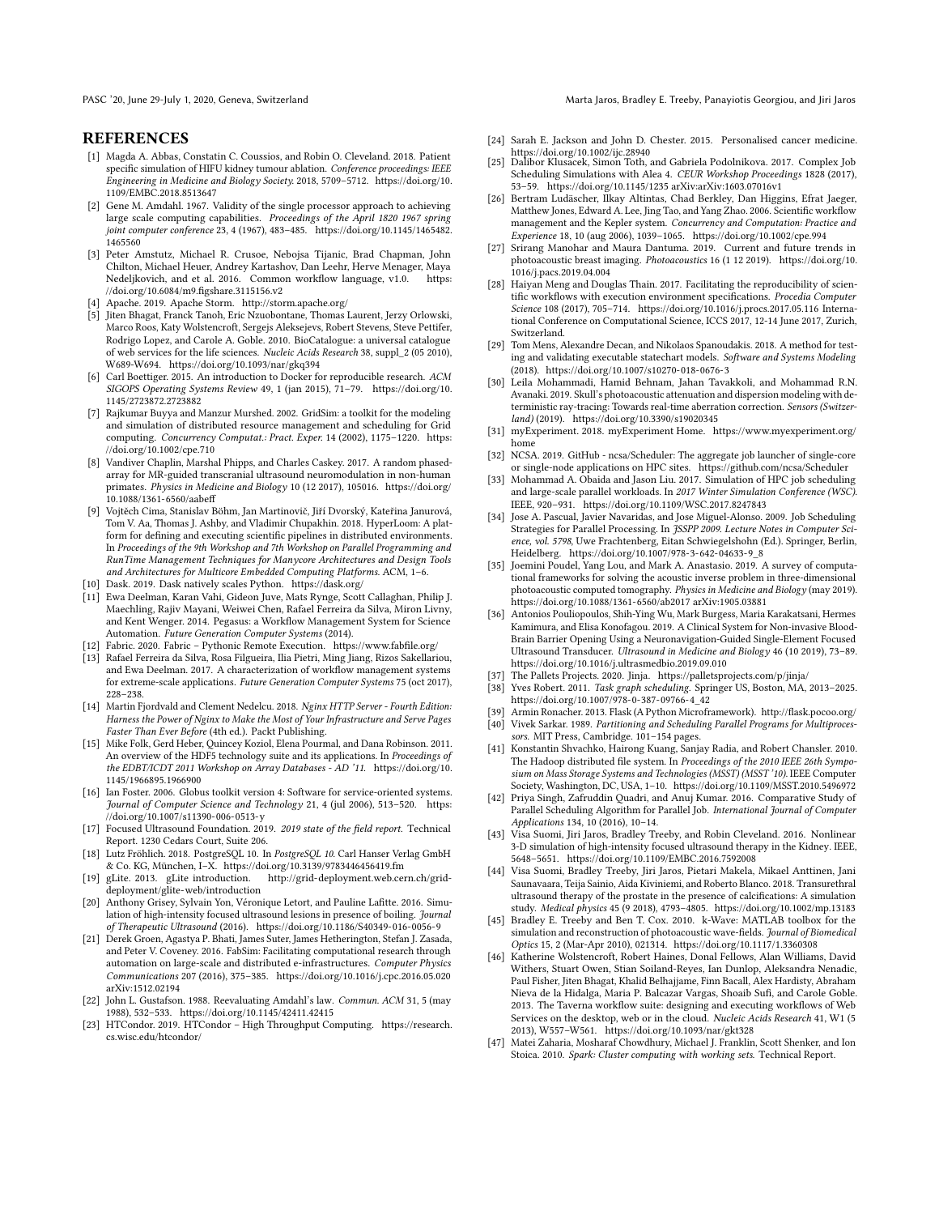## REFERENCES

- [1] Magda A. Abbas, Constatin C. Coussios, and Robin O. Cleveland. 2018. Patient specific simulation of HIFU kidney tumour ablation. *Conference proceedings: IEEE Engineering in Medicine and Biology Society.* 2018, 5709–5712. https://doi.org/10.1109/EMBC.2018.8513647
- [2] Gene M. Amdahl. 1967. Validity of the single processor approach to achieving large scale computing capabilities. *Proceedings of the April 1820 1967 spring joint computer conference* 23, 4 (1967), 483–485. https://doi.org/10.1145/1465482.1465560
- [3] Peter Amstutz, Michael R. Crusoe, Nebojsa Tijanic, Brad Chapman, John Chilton, Michael Heuer, Andrey Kartashov, Dan Leehr, Herve Menager, Maya Nedeljkovich, and et al. 2016. Common workflow language, v1.0. https://doi.org/10.6084/m9.figshare.3115156.v2
- [4] Apache. 2019. Apache Storm. http://storm.apache.org/
- [5] Jiten Bhagat, Franck Tanoh, Eric Nzuobontane, Thomas Laurent, Jerzy Orlowski, Marco Roos, Katy Wolstencroft, Sergejs Aleksejevs, Robert Stevens, Steve Pettifer, Rodrigo Lopez, and Carole A. Goble. 2010. BioCatalogue: a universal catalogue of web services for the life sciences. *Nucleic Acids Research* 38, suppl_2 (05 2010), W689–W694. https://doi.org/10.1093/nar/gkq394
- [6] Carl Boettiger. 2015. An introduction to Docker for reproducible research. *ACM SIGOPS Operating Systems Review* 49, 1 (jan 2015), 71–79. https://doi.org/10.1145/2723872.2723882
- [7] Rajkumar Buyya and Manzur Murshed. 2002. GridSim: a toolkit for the modeling and simulation of distributed resource management and scheduling for Grid computing. *Concurrency Computat.: Pract. Exper.* 14 (2002), 1175–1220. https://doi.org/10.1002/cpe.710
- [8] Vandiver Chaplin, Marshal Phipps, and Charles Caskey. 2017. A random phased-array for MR-guided transcranial ultrasound neuromodulation in non-human primates. *Physics in Medicine and Biology* 10 (12 2017), 105016. https://doi.org/10.1088/1361-6560/aabeff
- [9] Vojtěch Cima, Stanislav Böhm, Jan Martinovič, Jiří Dvorský, Kateřina Janurová, Tom V. Aa, Thomas J. Ashby, and Vladimir Chupakhin. 2018. HyperLoom: A platform for defining and executing scientific pipelines in distributed environments. In *Proceedings of the 9th Workshop and 7th Workshop on Parallel Programming and RunTime Management Techniques for Manycore Architectures and Design Tools and Architectures for Multicore Embedded Computing Platforms.* ACM, 1–6.
- [10] Dask. 2019. Dask natively scales Python. https://dask.org/
- [11] Ewa Deelman, Karan Vahi, Gideon Juve, Mats Rynge, Scott Callaghan, Philip J. Maechling, Rajiv Mayani, Weiwei Chen, Rafael Ferreira da Silva, Miron Livny, and Kent Wenger. 2014. Pegasus: a Workflow Management System for Science Automation. *Future Generation Computer Systems* (2014).
- [12] Fabric. 2020. Fabric – Pythonic Remote Execution. https://www.fabfile.org/
- [13] Rafael Ferreira da Silva, Rosa Filgueira, Ilia Pietri, Ming Jiang, Rizos Sakellariou, and Ewa Deelman. 2017. A characterization of workflow management systems for extreme-scale applications. *Future Generation Computer Systems* 75 (oct 2017), 228–238.
- [14] Martin Fjordvald and Clement Nedelcu. 2018. *Nginx HTTP Server - Fourth Edition: Harness the Power of Nginx to Make the Most of Your Infrastructure and Serve Pages Faster Than Ever Before* (4th ed.). Packt Publishing.
- [15] Mike Folk, Gerd Heber, Quincey Koziol, Elena Pourmal, and Dana Robinson. 2011. An overview of the HDF5 technology suite and its applications. In *Proceedings of the EDBT/ICDT 2011 Workshop on Array Databases - AD '11.* https://doi.org/10.1145/1966895.1966900
- [16] Ian Foster. 2006. Globus toolkit version 4: Software for service-oriented systems. *Journal of Computer Science and Technology* 21, 4 (jul 2006), 513–520. https://doi.org/10.1007/s11390-006-0513-y
- [17] Focused Ultrasound Foundation. 2019. *2019 state of the field report.* Technical Report. 1230 Cedars Court, Suite 206.
- [18] Lutz Fröhlich. 2018. PostgreSQL 10. In *PostgreSQL 10.* Carl Hanser Verlag GmbH & Co. KG, München, I–X. https://doi.org/10.3139/9783446456419.fm
- [19] gLite. 2013. gLite introduction. http://grid-deployment.web.cern.ch/grid-deployment/glite-web/introduction
- [20] Anthony Grisey, Sylvain Yon, Véronique Letort, and Pauline Lafitte. 2016. Simulation of high-intensity focused ultrasound lesions in presence of boiling. *Journal of Therapeutic Ultrasound* (2016). https://doi.org/10.1186/S40349-016-0056-9
- [21] Derek Groen, Agastya P. Bhati, James Suter, James Hetherington, Stefan J. Zasada, and Peter V. Coveney. 2016. FabSim: Facilitating computational research through automation on large-scale and distributed e-infrastructures. *Computer Physics Communications* 207 (2016), 375–385. https://doi.org/10.1016/j.cpc.2016.05.020 arXiv:1512.02194
- [22] John L. Gustafson. 1988. Reevaluating Amdahl's law. *Commun. ACM* 31, 5 (may 1988), 532–533. https://doi.org/10.1145/42411.42415
- [23] HTCondor. 2019. HTCondor – High Throughput Computing. https://research.cs.wisc.edu/htcondor/
- [24] Sarah E. Jackson and John D. Chester. 2015. Personalised cancer medicine. https://doi.org/10.1002/ijc.28940
- [25] Dalibor Klusacek, Simon Toth, and Gabriela Podolnikova. 2017. Complex Job Scheduling Simulations with Alea 4. *CEUR Workshop Proceedings* 1828 (2017), 53–59. https://doi.org/10.1145/1235 arXiv:arXiv:1603.07016v1
- [26] Bertram Ludäscher, Ilkay Altintas, Chad Berkley, Dan Higgins, Efrat Jaeger, Matthew Jones, Edward A. Lee, Jing Tao, and Yang Zhao. 2006. Scientific workflow management and the Kepler system. *Concurrency and Computation: Practice and Experience* 18, 10 (aug 2006), 1039–1065. https://doi.org/10.1002/cpe.994
- [27] Srirang Manohar and Maura Dantuma. 2019. Current and future trends in photoacoustic breast imaging. *Photoacoustics* 16 (1 12 2019). https://doi.org/10.1016/j.pacs.2019.04.004
- [28] Haiyan Meng and Douglas Thain. 2017. Facilitating the reproducibility of scientific workflows with execution environment specifications. *Procedia Computer Science* 108 (2017), 705–714. https://doi.org/10.1016/j.procs.2017.05.116 International Conference on Computational Science, ICCS 2017, 12-14 June 2017, Zurich, Switzerland.
- [29] Tom Mens, Alexandre Decan, and Nikolaos Spanoudakis. 2018. A method for testing and validating executable statechart models. *Software and Systems Modeling* (2018). https://doi.org/10.1007/s10270-018-0676-3
- [30] Leila Mohammadi, Hamid Behnam, Jahan Tavakkoli, and Mohammad R.N. Avanaki. 2019. Skull's photoacoustic attenuation and dispersion modeling with deterministic ray-tracing: Towards real-time aberration correction. *Sensors (Switzerland)* (2019). https://doi.org/10.3390/s19020345
- [31] myExperiment. 2018. myExperiment Home. https://www.myexperiment.org/home
- [32] NCSA. 2019. GitHub - ncsa/Scheduler: The aggregate job launcher of single-core or single-node applications on HPC sites. https://github.com/ncsa/Scheduler
- [33] Mohammad A. Obaida and Jason Liu. 2017. Simulation of HPC job scheduling and large-scale parallel workloads. In *2017 Winter Simulation Conference (WSC).* IEEE, 920–931. https://doi.org/10.1109/WSC.2017.8247843
- [34] Jose A. Pascual, Javier Navaridas, and Jose Miguel-Alonso. 2009. Job Scheduling Strategies for Parallel Processing. In *JSSPP 2009. Lecture Notes in Computer Science, vol. 5798,* Uwe Frachtenberg, Eitan Schwiegelshohn (Ed.). Springer, Berlin, Heidelberg. https://doi.org/10.1007/978-3-642-04633-9_8
- [35] Joemini Poudel, Yang Lou, and Mark A. Anastasio. 2019. A survey of computational frameworks for solving the acoustic inverse problem in three-dimensional photoacoustic computed tomography. *Physics in Medicine and Biology* (may 2019). https://doi.org/10.1088/1361-6560/ab2017 arXiv:1905.03881
- [36] Antonios Pouliopoulos, Shih-Ying Wu, Mark Burgess, Maria Karakatsani, Hermes Kamimura, and Elisa Konofagou. 2019. A Clinical System for Non-invasive Blood-Brain Barrier Opening Using a Neuronavigation-Guided Single-Element Focused Ultrasound Transducer. *Ultrasound in Medicine and Biology* 46 (10 2019), 73–89. https://doi.org/10.1016/j.ultrasmedbio.2019.09.010
- [37] The Pallets Projects. 2020. Jinja. https://palletsprojects.com/p/jinja/
- [38] Yves Robert. 2011. *Task graph scheduling.* Springer US, Boston, MA, 2013–2025. https://doi.org/10.1007/978-0-387-09766-4_42
- [39] Armin Ronacher. 2013. Flask (A Python Microframework). http://flask.pocoo.org/
- [40] Vivek Sarkar. 1989. *Partitioning and Scheduling Parallel Programs for Multiprocessors.* MIT Press, Cambridge. 101–154 pages.
- [41] Konstantin Shvachko, Hairong Kuang, Sanjay Radia, and Robert Chansler. 2010. The Hadoop distributed file system. In *Proceedings of the 2010 IEEE 26th Symposium on Mass Storage Systems and Technologies (MSST) (MSST '10).* IEEE Computer Society, Washington, DC, USA, 1–10. https://doi.org/10.1109/MSST.2010.5496972
- [42] Priya Singh, Zafruddin Quadri, and Anuj Kumar. 2016. Comparative Study of Parallel Scheduling Algorithm for Parallel Job. *International Journal of Computer Applications* 134, 10 (2016), 10–14.
- [43] Visa Suomi, Jiri Jaros, Bradley Treeby, and Robin Cleveland. 2016. Nonlinear 3-D simulation of high-intensity focused ultrasound therapy in the Kidney. IEEE, 5648–5651. https://doi.org/10.1109/EMBC.2016.7592008
- [44] Visa Suomi, Bradley Treeby, Jiri Jaros, Pietari Makela, Mikael Anttinen, Jani Saunavaara, Teija Sainio, Aida Kiviniemi, and Roberto Blanco. 2018. Transurethral ultrasound therapy of the prostate in the presence of calcifications: A simulation study. *Medical physics* 45 (9 2018), 4793–4805. https://doi.org/10.1002/mp.13183
- [45] Bradley E. Treeby and Ben T. Cox. 2010. k-Wave: MATLAB toolbox for the simulation and reconstruction of photoacoustic wave-fields. *Journal of Biomedical Optics* 15, 2 (Mar-Apr 2010), 021314. https://doi.org/10.1117/1.3360308
- [46] Katherine Wolstencroft, Robert Haines, Donal Fellows, Alan Williams, David Withers, Stuart Owen, Stian Soiland-Reyes, Ian Dunlop, Aleksandra Nenadic, Paul Fisher, Jiten Bhagat, Khalid Belhajjame, Finn Bacall, Alex Hardisty, Abraham Nieva de la Hidalga, Maria P. Balcazar Vargas, Shoaib Sufi, and Carole Goble. 2013. The Taverna workflow suite: designing and executing workflows of Web Services on the desktop, web or in the cloud. *Nucleic Acids Research* 41, W1 (5 2013), W557–W561. https://doi.org/10.1093/nar/gkt328
- [47] Matei Zaharia, Mosharaf Chowdhury, Michael J. Franklin, Scott Shenker, and Ion Stoica. 2010. *Spark: Cluster computing with working sets.* Technical Report.